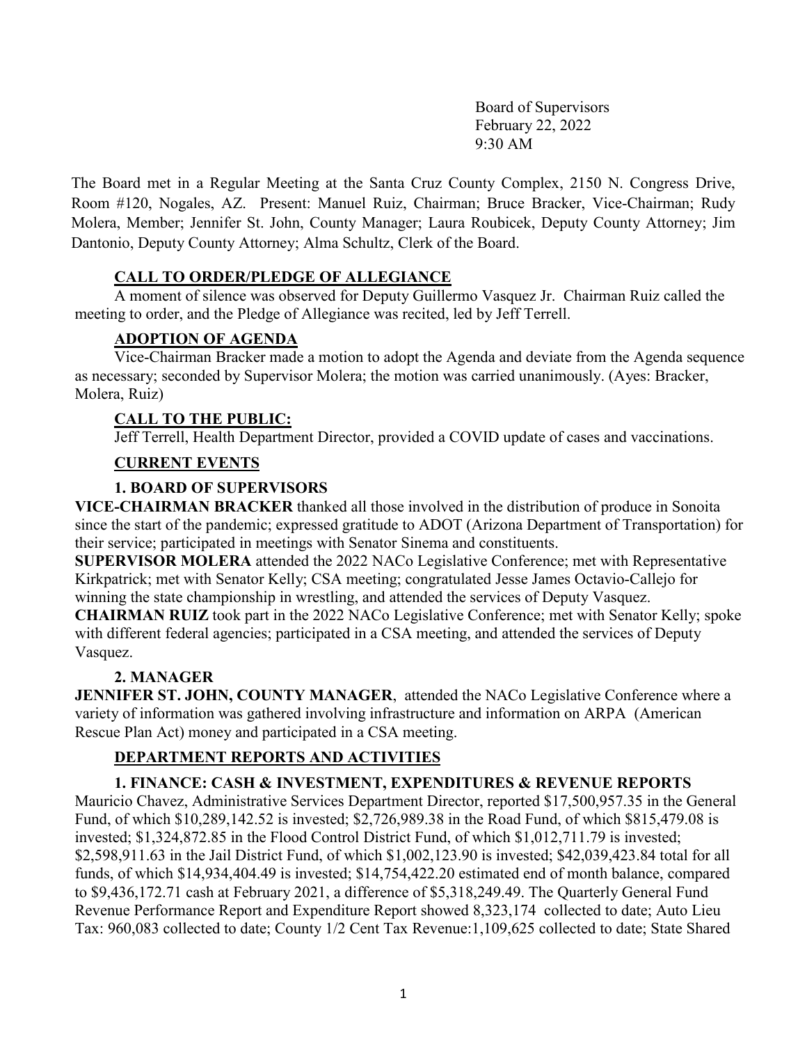Board of Supervisors
February 22, 2022
9:30 AM

The Board met in a Regular Meeting at the Santa Cruz County Complex, 2150 N. Congress Drive, Room #120, Nogales, AZ. Present: Manuel Ruiz, Chairman; Bruce Bracker, Vice-Chairman; Rudy Molera, Member; Jennifer St. John, County Manager; Laura Roubicek, Deputy County Attorney; Jim Dantonio, Deputy County Attorney; Alma Schultz, Clerk of the Board.

## CALL TO ORDER/PLEDGE OF ALLEGIANCE

A moment of silence was observed for Deputy Guillermo Vasquez Jr. Chairman Ruiz called the meeting to order, and the Pledge of Allegiance was recited, led by Jeff Terrell.

## ADOPTION OF AGENDA

Vice-Chairman Bracker made a motion to adopt the Agenda and deviate from the Agenda sequence as necessary; seconded by Supervisor Molera; the motion was carried unanimously. (Ayes: Bracker, Molera, Ruiz)

## CALL TO THE PUBLIC:

Jeff Terrell, Health Department Director, provided a COVID update of cases and vaccinations.

## CURRENT EVENTS

### 1. BOARD OF SUPERVISORS

**VICE-CHAIRMAN BRACKER** thanked all those involved in the distribution of produce in Sonoita since the start of the pandemic; expressed gratitude to ADOT (Arizona Department of Transportation) for their service; participated in meetings with Senator Sinema and constituents.

**SUPERVISOR MOLERA** attended the 2022 NACo Legislative Conference; met with Representative Kirkpatrick; met with Senator Kelly; CSA meeting; congratulated Jesse James Octavio-Callejo for winning the state championship in wrestling, and attended the services of Deputy Vasquez.

**CHAIRMAN RUIZ** took part in the 2022 NACo Legislative Conference; met with Senator Kelly; spoke with different federal agencies; participated in a CSA meeting, and attended the services of Deputy Vasquez.

### 2. MANAGER

**JENNIFER ST. JOHN, COUNTY MANAGER**, attended the NACo Legislative Conference where a variety of information was gathered involving infrastructure and information on ARPA (American Rescue Plan Act) money and participated in a CSA meeting.

## DEPARTMENT REPORTS AND ACTIVITIES

### 1. FINANCE: CASH & INVESTMENT, EXPENDITURES & REVENUE REPORTS

Mauricio Chavez, Administrative Services Department Director, reported $17,500,957.35 in the General Fund, of which $10,289,142.52 is invested; $2,726,989.38 in the Road Fund, of which $815,479.08 is invested; $1,324,872.85 in the Flood Control District Fund, of which $1,012,711.79 is invested; $2,598,911.63 in the Jail District Fund, of which $1,002,123.90 is invested; $42,039,423.84 total for all funds, of which $14,934,404.49 is invested; $14,754,422.20 estimated end of month balance, compared to $9,436,172.71 cash at February 2021, a difference of $5,318,249.49. The Quarterly General Fund Revenue Performance Report and Expenditure Report showed 8,323,174 collected to date; Auto Lieu Tax: 960,083 collected to date; County 1/2 Cent Tax Revenue:1,109,625 collected to date; State Shared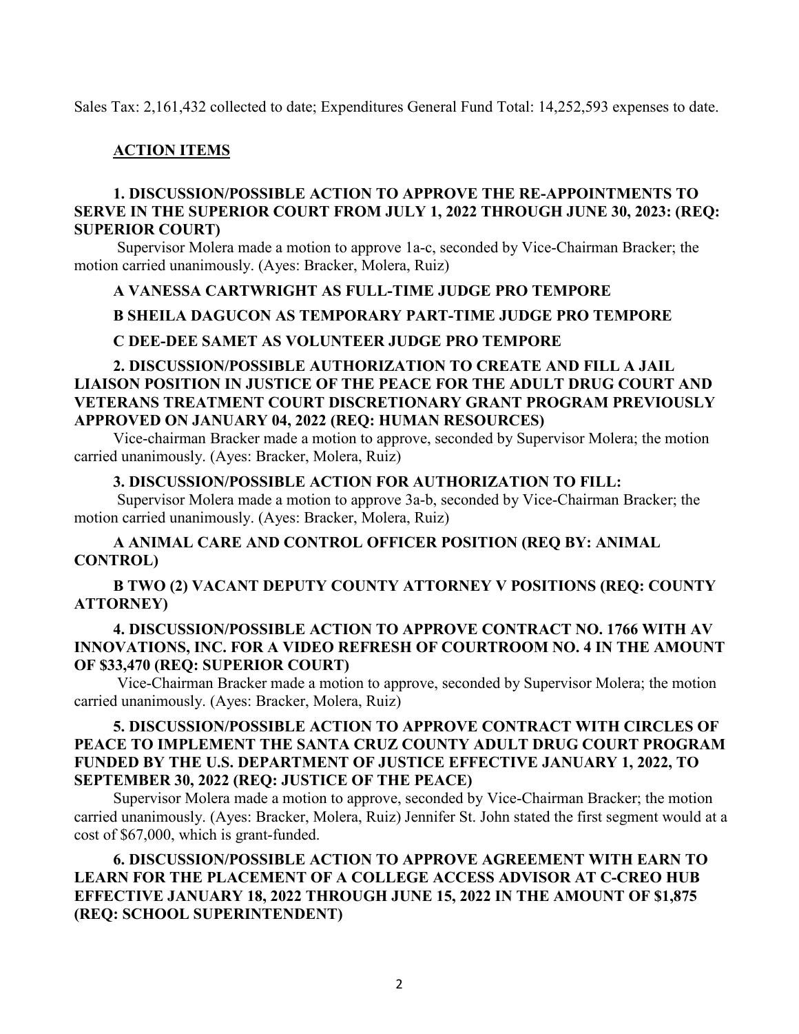Sales Tax: 2,161,432 collected to date; Expenditures General Fund Total: 14,252,593 expenses to date.

## ACTION ITEMS

**1. DISCUSSION/POSSIBLE ACTION TO APPROVE THE RE-APPOINTMENTS TO SERVE IN THE SUPERIOR COURT FROM JULY 1, 2022 THROUGH JUNE 30, 2023: (REQ: SUPERIOR COURT)**

Supervisor Molera made a motion to approve 1a-c, seconded by Vice-Chairman Bracker; the motion carried unanimously. (Ayes: Bracker, Molera, Ruiz)

**A VANESSA CARTWRIGHT AS FULL-TIME JUDGE PRO TEMPORE**

**B SHEILA DAGUCON AS TEMPORARY PART-TIME JUDGE PRO TEMPORE**

**C DEE-DEE SAMET AS VOLUNTEER JUDGE PRO TEMPORE**

**2. DISCUSSION/POSSIBLE AUTHORIZATION TO CREATE AND FILL A JAIL LIAISON POSITION IN JUSTICE OF THE PEACE FOR THE ADULT DRUG COURT AND VETERANS TREATMENT COURT DISCRETIONARY GRANT PROGRAM PREVIOUSLY APPROVED ON JANUARY 04, 2022 (REQ: HUMAN RESOURCES)**

Vice-chairman Bracker made a motion to approve, seconded by Supervisor Molera; the motion carried unanimously. (Ayes: Bracker, Molera, Ruiz)

**3. DISCUSSION/POSSIBLE ACTION FOR AUTHORIZATION TO FILL:**

Supervisor Molera made a motion to approve 3a-b, seconded by Vice-Chairman Bracker; the motion carried unanimously. (Ayes: Bracker, Molera, Ruiz)

**A ANIMAL CARE AND CONTROL OFFICER POSITION (REQ BY: ANIMAL CONTROL)**

**B TWO (2) VACANT DEPUTY COUNTY ATTORNEY V POSITIONS (REQ: COUNTY ATTORNEY)**

**4. DISCUSSION/POSSIBLE ACTION TO APPROVE CONTRACT NO. 1766 WITH AV INNOVATIONS, INC. FOR A VIDEO REFRESH OF COURTROOM NO. 4 IN THE AMOUNT OF $33,470 (REQ: SUPERIOR COURT)**

Vice-Chairman Bracker made a motion to approve, seconded by Supervisor Molera; the motion carried unanimously. (Ayes: Bracker, Molera, Ruiz)

**5. DISCUSSION/POSSIBLE ACTION TO APPROVE CONTRACT WITH CIRCLES OF PEACE TO IMPLEMENT THE SANTA CRUZ COUNTY ADULT DRUG COURT PROGRAM FUNDED BY THE U.S. DEPARTMENT OF JUSTICE EFFECTIVE JANUARY 1, 2022, TO SEPTEMBER 30, 2022 (REQ: JUSTICE OF THE PEACE)**

Supervisor Molera made a motion to approve, seconded by Vice-Chairman Bracker; the motion carried unanimously. (Ayes: Bracker, Molera, Ruiz) Jennifer St. John stated the first segment would at a cost of $67,000, which is grant-funded.

**6. DISCUSSION/POSSIBLE ACTION TO APPROVE AGREEMENT WITH EARN TO LEARN FOR THE PLACEMENT OF A COLLEGE ACCESS ADVISOR AT C-CREO HUB EFFECTIVE JANUARY 18, 2022 THROUGH JUNE 15, 2022 IN THE AMOUNT OF $1,875 (REQ: SCHOOL SUPERINTENDENT)**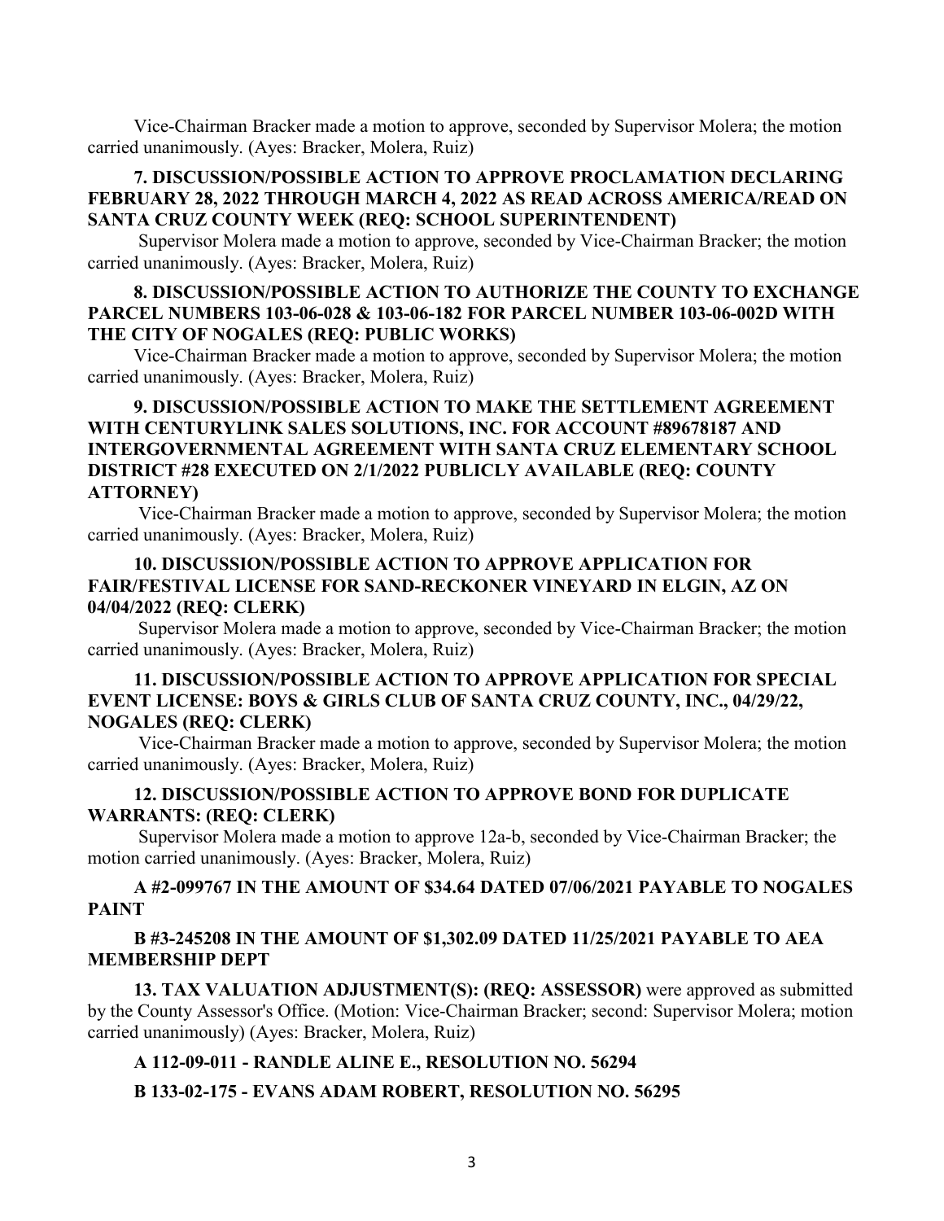Vice-Chairman Bracker made a motion to approve, seconded by Supervisor Molera; the motion carried unanimously. (Ayes: Bracker, Molera, Ruiz)

**7. DISCUSSION/POSSIBLE ACTION TO APPROVE PROCLAMATION DECLARING FEBRUARY 28, 2022 THROUGH MARCH 4, 2022 AS READ ACROSS AMERICA/READ ON SANTA CRUZ COUNTY WEEK (REQ: SCHOOL SUPERINTENDENT)**

Supervisor Molera made a motion to approve, seconded by Vice-Chairman Bracker; the motion carried unanimously. (Ayes: Bracker, Molera, Ruiz)

**8. DISCUSSION/POSSIBLE ACTION TO AUTHORIZE THE COUNTY TO EXCHANGE PARCEL NUMBERS 103-06-028 & 103-06-182 FOR PARCEL NUMBER 103-06-002D WITH THE CITY OF NOGALES (REQ: PUBLIC WORKS)**

Vice-Chairman Bracker made a motion to approve, seconded by Supervisor Molera; the motion carried unanimously. (Ayes: Bracker, Molera, Ruiz)

**9. DISCUSSION/POSSIBLE ACTION TO MAKE THE SETTLEMENT AGREEMENT WITH CENTURYLINK SALES SOLUTIONS, INC. FOR ACCOUNT #89678187 AND INTERGOVERNMENTAL AGREEMENT WITH SANTA CRUZ ELEMENTARY SCHOOL DISTRICT #28 EXECUTED ON 2/1/2022 PUBLICLY AVAILABLE (REQ: COUNTY ATTORNEY)**

Vice-Chairman Bracker made a motion to approve, seconded by Supervisor Molera; the motion carried unanimously. (Ayes: Bracker, Molera, Ruiz)

**10. DISCUSSION/POSSIBLE ACTION TO APPROVE APPLICATION FOR FAIR/FESTIVAL LICENSE FOR SAND-RECKONER VINEYARD IN ELGIN, AZ ON 04/04/2022 (REQ: CLERK)**

Supervisor Molera made a motion to approve, seconded by Vice-Chairman Bracker; the motion carried unanimously. (Ayes: Bracker, Molera, Ruiz)

**11. DISCUSSION/POSSIBLE ACTION TO APPROVE APPLICATION FOR SPECIAL EVENT LICENSE: BOYS & GIRLS CLUB OF SANTA CRUZ COUNTY, INC., 04/29/22, NOGALES (REQ: CLERK)**

Vice-Chairman Bracker made a motion to approve, seconded by Supervisor Molera; the motion carried unanimously. (Ayes: Bracker, Molera, Ruiz)

**12. DISCUSSION/POSSIBLE ACTION TO APPROVE BOND FOR DUPLICATE WARRANTS: (REQ: CLERK)**

Supervisor Molera made a motion to approve 12a-b, seconded by Vice-Chairman Bracker; the motion carried unanimously. (Ayes: Bracker, Molera, Ruiz)

**A #2-099767 IN THE AMOUNT OF $34.64 DATED 07/06/2021 PAYABLE TO NOGALES PAINT**

**B #3-245208 IN THE AMOUNT OF $1,302.09 DATED 11/25/2021 PAYABLE TO AEA MEMBERSHIP DEPT**

**13. TAX VALUATION ADJUSTMENT(S): (REQ: ASSESSOR)** were approved as submitted by the County Assessor's Office. (Motion: Vice-Chairman Bracker; second: Supervisor Molera; motion carried unanimously) (Ayes: Bracker, Molera, Ruiz)

**A 112-09-011 - RANDLE ALINE E., RESOLUTION NO. 56294**

**B 133-02-175 - EVANS ADAM ROBERT, RESOLUTION NO. 56295**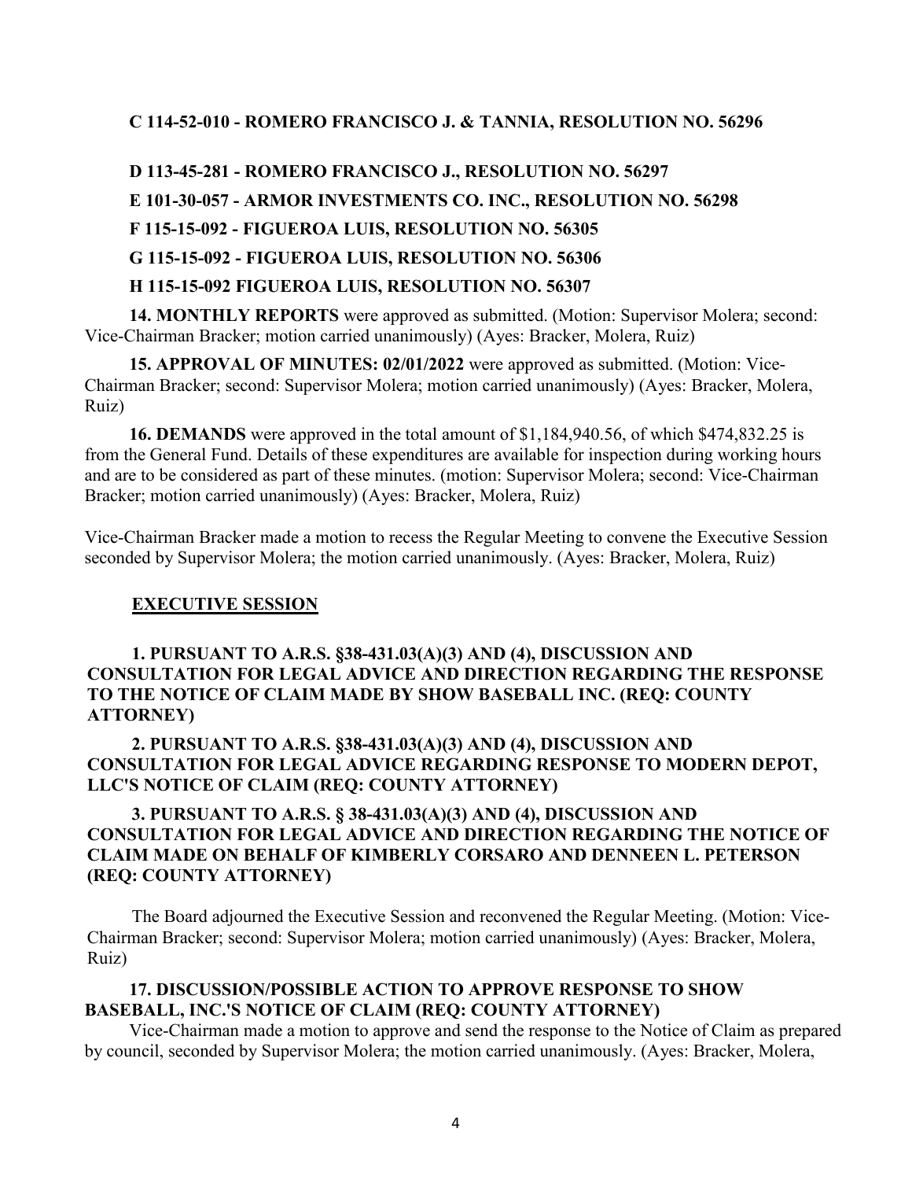**C 114-52-010 - ROMERO FRANCISCO J. & TANNIA, RESOLUTION NO. 56296**

**D 113-45-281 - ROMERO FRANCISCO J., RESOLUTION NO. 56297**

**E 101-30-057 - ARMOR INVESTMENTS CO. INC., RESOLUTION NO. 56298**

**F 115-15-092 - FIGUEROA LUIS, RESOLUTION NO. 56305**

**G 115-15-092 - FIGUEROA LUIS, RESOLUTION NO. 56306**

**H 115-15-092 FIGUEROA LUIS, RESOLUTION NO. 56307**

**14. MONTHLY REPORTS** were approved as submitted. (Motion: Supervisor Molera; second: Vice-Chairman Bracker; motion carried unanimously) (Ayes: Bracker, Molera, Ruiz)

**15. APPROVAL OF MINUTES: 02/01/2022** were approved as submitted. (Motion: Vice-Chairman Bracker; second: Supervisor Molera; motion carried unanimously) (Ayes: Bracker, Molera, Ruiz)

**16. DEMANDS** were approved in the total amount of $1,184,940.56, of which $474,832.25 is from the General Fund. Details of these expenditures are available for inspection during working hours and are to be considered as part of these minutes. (motion: Supervisor Molera; second: Vice-Chairman Bracker; motion carried unanimously) (Ayes: Bracker, Molera, Ruiz)

Vice-Chairman Bracker made a motion to recess the Regular Meeting to convene the Executive Session seconded by Supervisor Molera; the motion carried unanimously. (Ayes: Bracker, Molera, Ruiz)

## EXECUTIVE SESSION

**1. PURSUANT TO A.R.S. §38-431.03(A)(3) AND (4), DISCUSSION AND CONSULTATION FOR LEGAL ADVICE AND DIRECTION REGARDING THE RESPONSE TO THE NOTICE OF CLAIM MADE BY SHOW BASEBALL INC. (REQ: COUNTY ATTORNEY)**

**2. PURSUANT TO A.R.S. §38-431.03(A)(3) AND (4), DISCUSSION AND CONSULTATION FOR LEGAL ADVICE REGARDING RESPONSE TO MODERN DEPOT, LLC'S NOTICE OF CLAIM (REQ: COUNTY ATTORNEY)**

**3. PURSUANT TO A.R.S. § 38-431.03(A)(3) AND (4), DISCUSSION AND CONSULTATION FOR LEGAL ADVICE AND DIRECTION REGARDING THE NOTICE OF CLAIM MADE ON BEHALF OF KIMBERLY CORSARO AND DENNEEN L. PETERSON (REQ: COUNTY ATTORNEY)**

The Board adjourned the Executive Session and reconvened the Regular Meeting. (Motion: Vice-Chairman Bracker; second: Supervisor Molera; motion carried unanimously) (Ayes: Bracker, Molera, Ruiz)

**17. DISCUSSION/POSSIBLE ACTION TO APPROVE RESPONSE TO SHOW BASEBALL, INC.'S NOTICE OF CLAIM (REQ: COUNTY ATTORNEY)**

Vice-Chairman made a motion to approve and send the response to the Notice of Claim as prepared by council, seconded by Supervisor Molera; the motion carried unanimously. (Ayes: Bracker, Molera,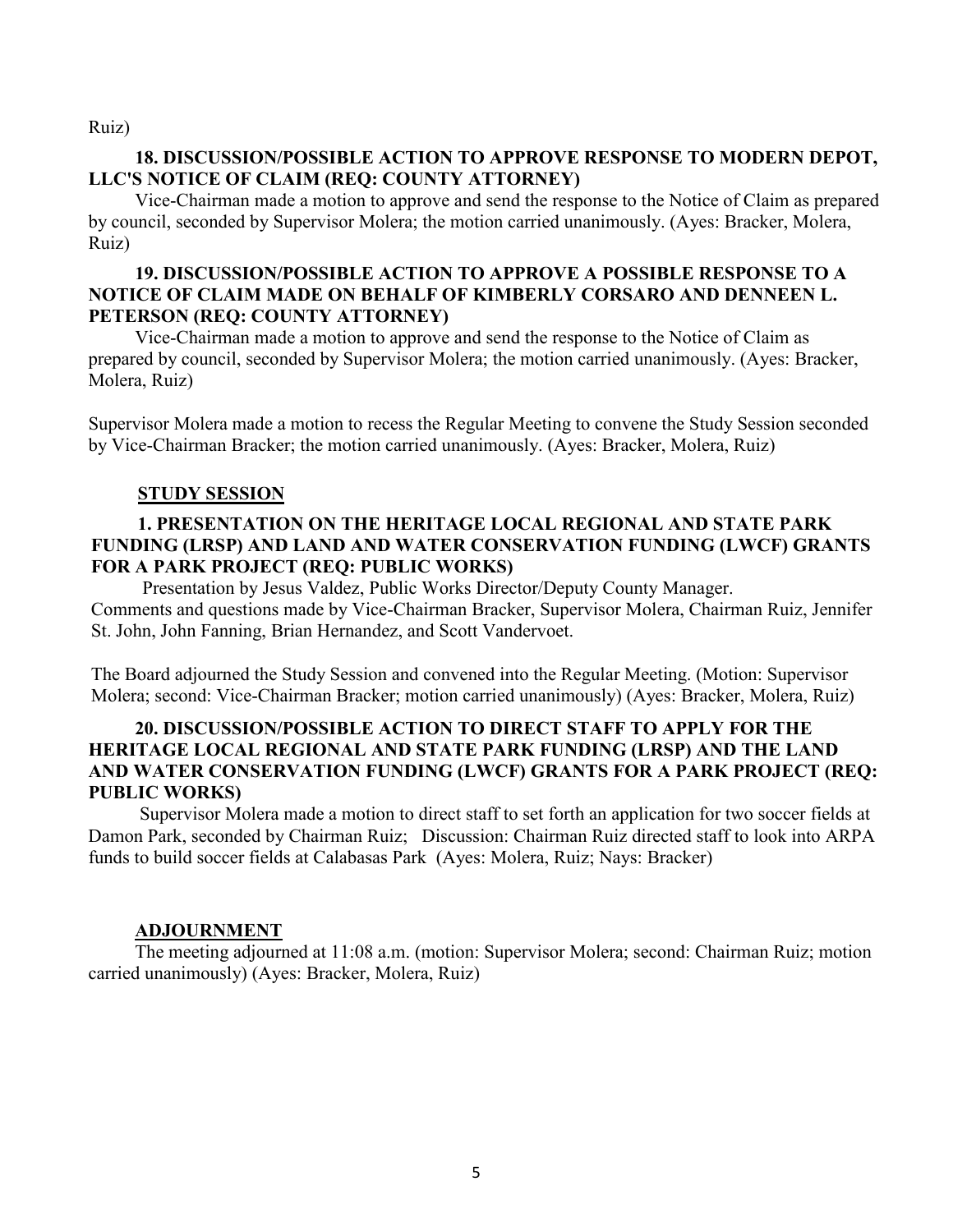Ruiz)

**18. DISCUSSION/POSSIBLE ACTION TO APPROVE RESPONSE TO MODERN DEPOT, LLC'S NOTICE OF CLAIM (REQ: COUNTY ATTORNEY)**

Vice-Chairman made a motion to approve and send the response to the Notice of Claim as prepared by council, seconded by Supervisor Molera; the motion carried unanimously. (Ayes: Bracker, Molera, Ruiz)

**19. DISCUSSION/POSSIBLE ACTION TO APPROVE A POSSIBLE RESPONSE TO A NOTICE OF CLAIM MADE ON BEHALF OF KIMBERLY CORSARO AND DENNEEN L. PETERSON (REQ: COUNTY ATTORNEY)**

Vice-Chairman made a motion to approve and send the response to the Notice of Claim as prepared by council, seconded by Supervisor Molera; the motion carried unanimously. (Ayes: Bracker, Molera, Ruiz)

Supervisor Molera made a motion to recess the Regular Meeting to convene the Study Session seconded by Vice-Chairman Bracker; the motion carried unanimously. (Ayes: Bracker, Molera, Ruiz)

## STUDY SESSION

**1. PRESENTATION ON THE HERITAGE LOCAL REGIONAL AND STATE PARK FUNDING (LRSP) AND LAND AND WATER CONSERVATION FUNDING (LWCF) GRANTS FOR A PARK PROJECT (REQ: PUBLIC WORKS)**

Presentation by Jesus Valdez, Public Works Director/Deputy County Manager.
Comments and questions made by Vice-Chairman Bracker, Supervisor Molera, Chairman Ruiz, Jennifer St. John, John Fanning, Brian Hernandez, and Scott Vandervoet.

The Board adjourned the Study Session and convened into the Regular Meeting. (Motion: Supervisor Molera; second: Vice-Chairman Bracker; motion carried unanimously) (Ayes: Bracker, Molera, Ruiz)

**20. DISCUSSION/POSSIBLE ACTION TO DIRECT STAFF TO APPLY FOR THE HERITAGE LOCAL REGIONAL AND STATE PARK FUNDING (LRSP) AND THE LAND AND WATER CONSERVATION FUNDING (LWCF) GRANTS FOR A PARK PROJECT (REQ: PUBLIC WORKS)**

Supervisor Molera made a motion to direct staff to set forth an application for two soccer fields at Damon Park, seconded by Chairman Ruiz; Discussion: Chairman Ruiz directed staff to look into ARPA funds to build soccer fields at Calabasas Park (Ayes: Molera, Ruiz; Nays: Bracker)

## ADJOURNMENT

The meeting adjourned at 11:08 a.m. (motion: Supervisor Molera; second: Chairman Ruiz; motion carried unanimously) (Ayes: Bracker, Molera, Ruiz)